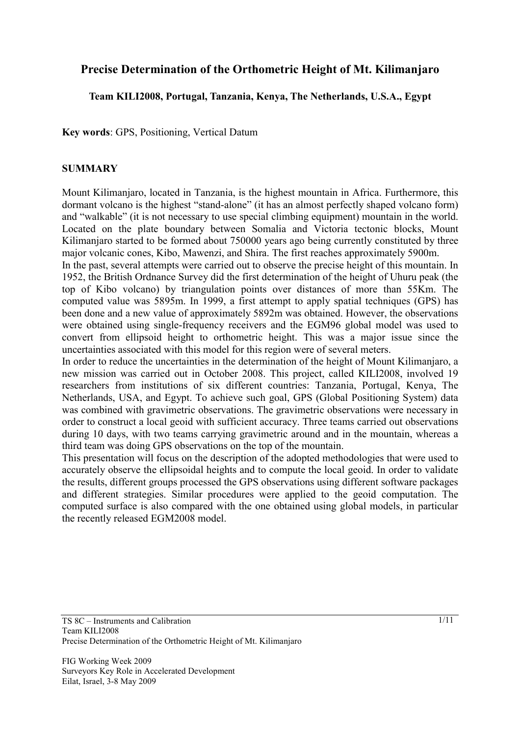# Precise Determination of the Orthometric Height of Mt. Kilimanjaro

**Team KILI2008, Portugal, Tanzania, Kenya, The Netherlands, U.S.A., Egypt**

**Key words**: GPS, Positioning, Vertical Datum

## SUMMARY

Mount Kilimanjaro, located in Tanzania, is the highest mountain in Africa. Furthermore, this dormant volcano is the highest "stand-alone" (it has an almost perfectly shaped volcano form) and "walkable" (it is not necessary to use special climbing equipment) mountain in the world. Located on the plate boundary between Somalia and Victoria tectonic blocks, Mount Kilimanjaro started to be formed about 750000 years ago being currently constituted by three major volcanic cones, Kibo, Mawenzi, and Shira. The first reaches approximately 5900m.

In the past, several attempts were carried out to observe the precise height of this mountain. In 1952, the British Ordnance Survey did the first determination of the height of Uhuru peak (the top of Kibo volcano) by triangulation points over distances of more than 55Km. The computed value was 5895m. In 1999, a first attempt to apply spatial techniques (GPS) has been done and a new value of approximately 5892m was obtained. However, the observations were obtained using single-frequency receivers and the EGM96 global model was used to convert from ellipsoid height to orthometric height. This was a major issue since the uncertainties associated with this model for this region were of several meters.

In order to reduce the uncertainties in the determination of the height of Mount Kilimanjaro, a new mission was carried out in October 2008. This project, called KILI2008, involved 19 researchers from institutions of six different countries: Tanzania, Portugal, Kenya, The Netherlands, USA, and Egypt. To achieve such goal, GPS (Global Positioning System) data was combined with gravimetric observations. The gravimetric observations were necessary in order to construct a local geoid with sufficient accuracy. Three teams carried out observations during 10 days, with two teams carrying gravimetric around and in the mountain, whereas a third team was doing GPS observations on the top of the mountain.

This presentation will focus on the description of the adopted methodologies that were used to accurately observe the ellipsoidal heights and to compute the local geoid. In order to validate the results, different groups processed the GPS observations using different software packages and different strategies. Similar procedures were applied to the geoid computation. The computed surface is also compared with the one obtained using global models, in particular the recently released EGM2008 model.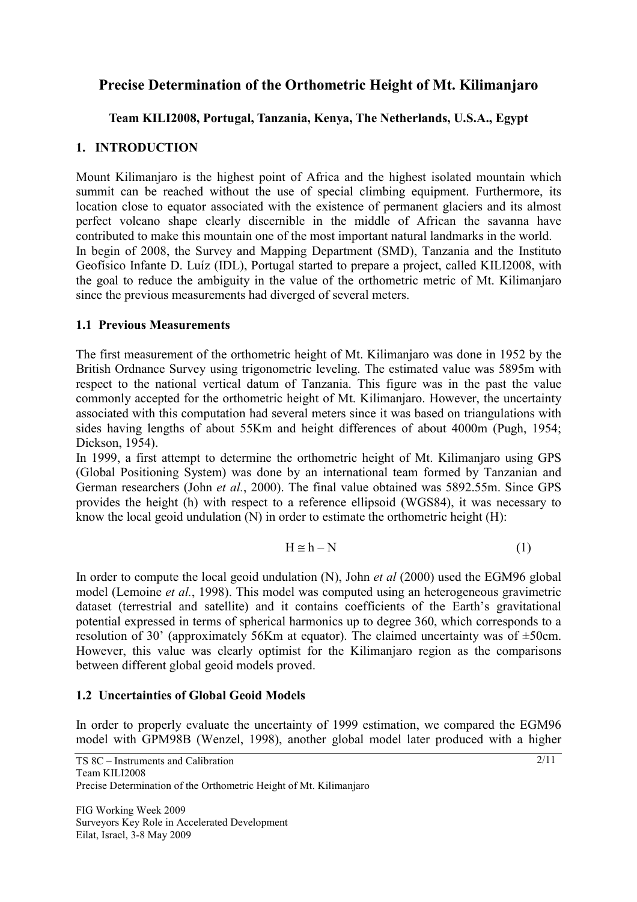# Precise Determination of the Orthometric Height of Mt. Kilimanjaro

**Team KILI2008, Portugal, Tanzania, Kenya, The Netherlands, U.S.A., Egypt**

## 1. INTRODUCTION

Mount Kilimanjaro is the highest point of Africa and the highest isolated mountain which summit can be reached without the use of special climbing equipment. Furthermore, its location close to equator associated with the existence of permanent glaciers and its almost perfect volcano shape clearly discernible in the middle of African the savanna have contributed to make this mountain one of the most important natural landmarks in the world.
In begin of 2008, the Survey and Mapping Department (SMD), Tanzania and the Instituto Geofísico Infante D. Luíz (IDL), Portugal started to prepare a project, called KILI2008, with the goal to reduce the ambiguity in the value of the orthometric metric of Mt. Kilimanjaro since the previous measurements had diverged of several meters.

### 1.1 Previous Measurements

The first measurement of the orthometric height of Mt. Kilimanjaro was done in 1952 by the British Ordnance Survey using trigonometric leveling. The estimated value was 5895m with respect to the national vertical datum of Tanzania. This figure was in the past the value commonly accepted for the orthometric height of Mt. Kilimanjaro. However, the uncertainty associated with this computation had several meters since it was based on triangulations with sides having lengths of about 55Km and height differences of about 4000m (Pugh, 1954; Dickson, 1954).
In 1999, a first attempt to determine the orthometric height of Mt. Kilimanjaro using GPS (Global Positioning System) was done by an international team formed by Tanzanian and German researchers (John *et al.*, 2000). The final value obtained was 5892.55m. Since GPS provides the height (h) with respect to a reference ellipsoid (WGS84), it was necessary to know the local geoid undulation (N) in order to estimate the orthometric height (H):

$$H \cong h - N \tag{1}$$

In order to compute the local geoid undulation (N), John *et al* (2000) used the EGM96 global model (Lemoine *et al.*, 1998). This model was computed using an heterogeneous gravimetric dataset (terrestrial and satellite) and it contains coefficients of the Earth's gravitational potential expressed in terms of spherical harmonics up to degree 360, which corresponds to a resolution of 30' (approximately 56Km at equator). The claimed uncertainty was of ±50cm. However, this value was clearly optimist for the Kilimanjaro region as the comparisons between different global geoid models proved.

### 1.2 Uncertainties of Global Geoid Models

In order to properly evaluate the uncertainty of 1999 estimation, we compared the EGM96 model with GPM98B (Wenzel, 1998), another global model later produced with a higher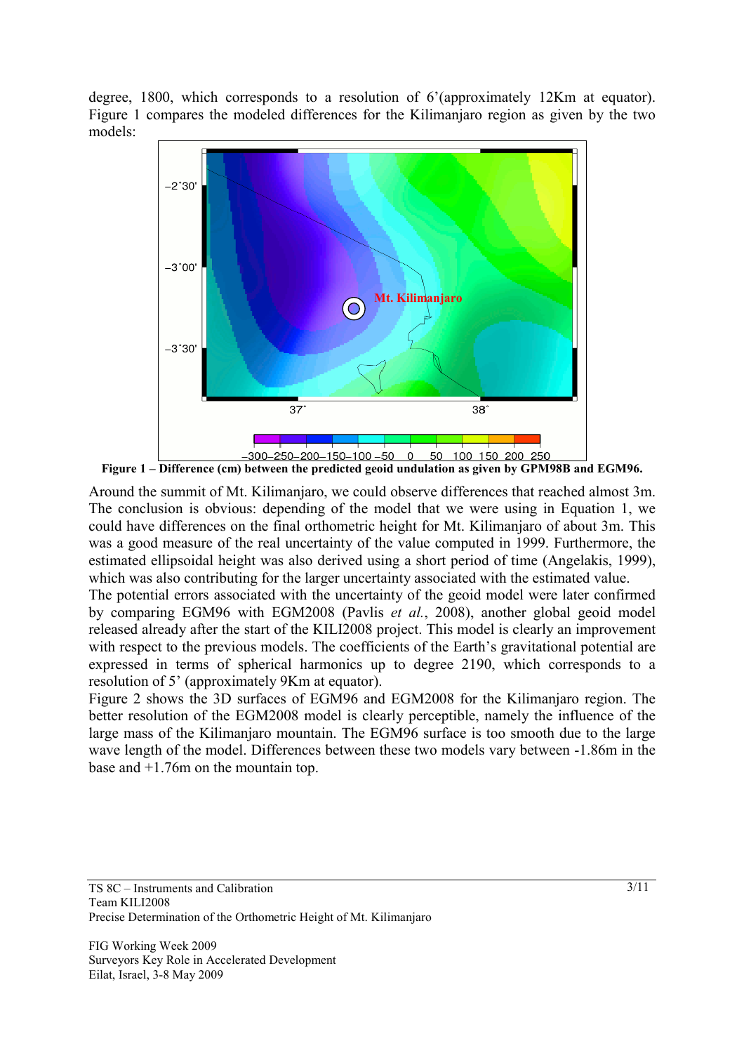degree, 1800, which corresponds to a resolution of 6'(approximately 12Km at equator). Figure 1 compares the modeled differences for the Kilimanjaro region as given by the two models:

**Figure 1 – Difference (cm) between the predicted geoid undulation as given by GPM98B and EGM96.**

Around the summit of Mt. Kilimanjaro, we could observe differences that reached almost 3m. The conclusion is obvious: depending of the model that we were using in Equation 1, we could have differences on the final orthometric height for Mt. Kilimanjaro of about 3m. This was a good measure of the real uncertainty of the value computed in 1999. Furthermore, the estimated ellipsoidal height was also derived using a short period of time (Angelakis, 1999), which was also contributing for the larger uncertainty associated with the estimated value.

The potential errors associated with the uncertainty of the geoid model were later confirmed by comparing EGM96 with EGM2008 (Pavlis *et al.*, 2008), another global geoid model released already after the start of the KILI2008 project. This model is clearly an improvement with respect to the previous models. The coefficients of the Earth's gravitational potential are expressed in terms of spherical harmonics up to degree 2190, which corresponds to a resolution of 5' (approximately 9Km at equator).

Figure 2 shows the 3D surfaces of EGM96 and EGM2008 for the Kilimanjaro region. The better resolution of the EGM2008 model is clearly perceptible, namely the influence of the large mass of the Kilimanjaro mountain. The EGM96 surface is too smooth due to the large wave length of the model. Differences between these two models vary between -1.86m in the base and +1.76m on the mountain top.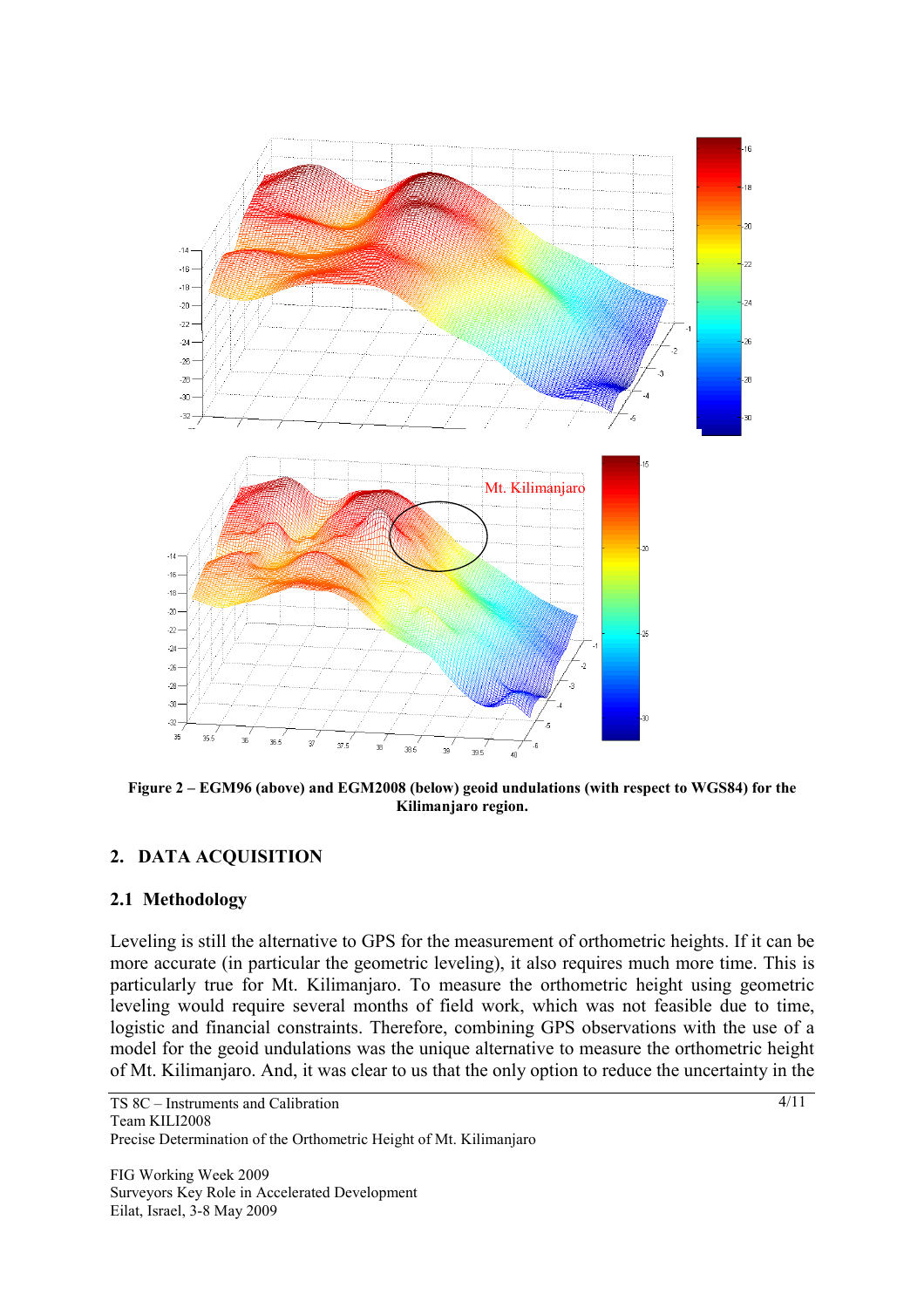**Figure 2 – EGM96 (above) and EGM2008 (below) geoid undulations (with respect to WGS84) for the Kilimanjaro region.**

## 2. DATA ACQUISITION

### 2.1 Methodology

Leveling is still the alternative to GPS for the measurement of orthometric heights. If it can be more accurate (in particular the geometric leveling), it also requires much more time. This is particularly true for Mt. Kilimanjaro. To measure the orthometric height using geometric leveling would require several months of field work, which was not feasible due to time, logistic and financial constraints. Therefore, combining GPS observations with the use of a model for the geoid undulations was the unique alternative to measure the orthometric height of Mt. Kilimanjaro. And, it was clear to us that the only option to reduce the uncertainty in the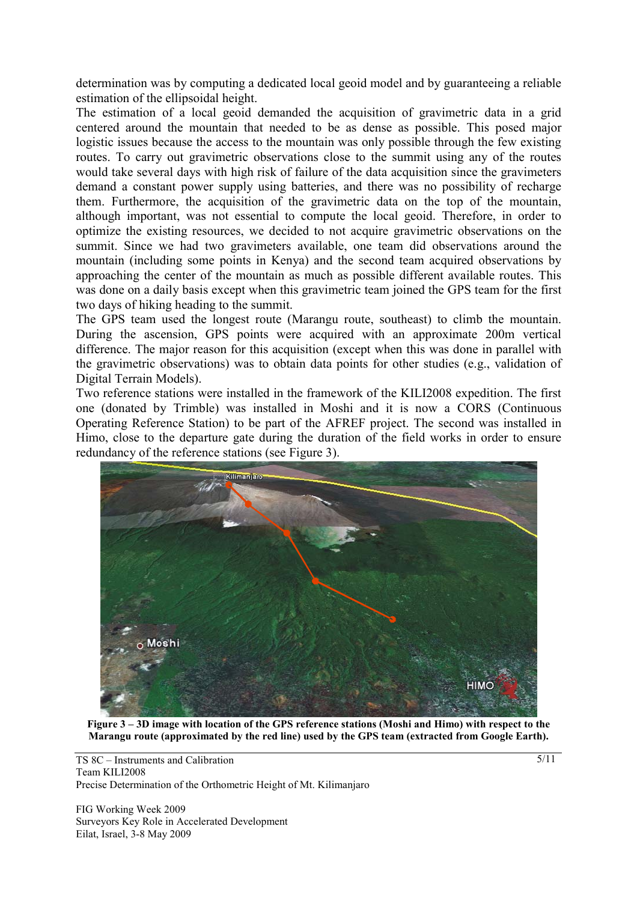determination was by computing a dedicated local geoid model and by guaranteeing a reliable estimation of the ellipsoidal height.

The estimation of a local geoid demanded the acquisition of gravimetric data in a grid centered around the mountain that needed to be as dense as possible. This posed major logistic issues because the access to the mountain was only possible through the few existing routes. To carry out gravimetric observations close to the summit using any of the routes would take several days with high risk of failure of the data acquisition since the gravimeters demand a constant power supply using batteries, and there was no possibility of recharge them. Furthermore, the acquisition of the gravimetric data on the top of the mountain, although important, was not essential to compute the local geoid. Therefore, in order to optimize the existing resources, we decided to not acquire gravimetric observations on the summit. Since we had two gravimeters available, one team did observations around the mountain (including some points in Kenya) and the second team acquired observations by approaching the center of the mountain as much as possible different available routes. This was done on a daily basis except when this gravimetric team joined the GPS team for the first two days of hiking heading to the summit.

The GPS team used the longest route (Marangu route, southeast) to climb the mountain. During the ascension, GPS points were acquired with an approximate 200m vertical difference. The major reason for this acquisition (except when this was done in parallel with the gravimetric observations) was to obtain data points for other studies (e.g., validation of Digital Terrain Models).

Two reference stations were installed in the framework of the KILI2008 expedition. The first one (donated by Trimble) was installed in Moshi and it is now a CORS (Continuous Operating Reference Station) to be part of the AFREF project. The second was installed in Himo, close to the departure gate during the duration of the field works in order to ensure redundancy of the reference stations (see Figure 3).

**Figure 3 – 3D image with location of the GPS reference stations (Moshi and Himo) with respect to the Marangu route (approximated by the red line) used by the GPS team (extracted from Google Earth).**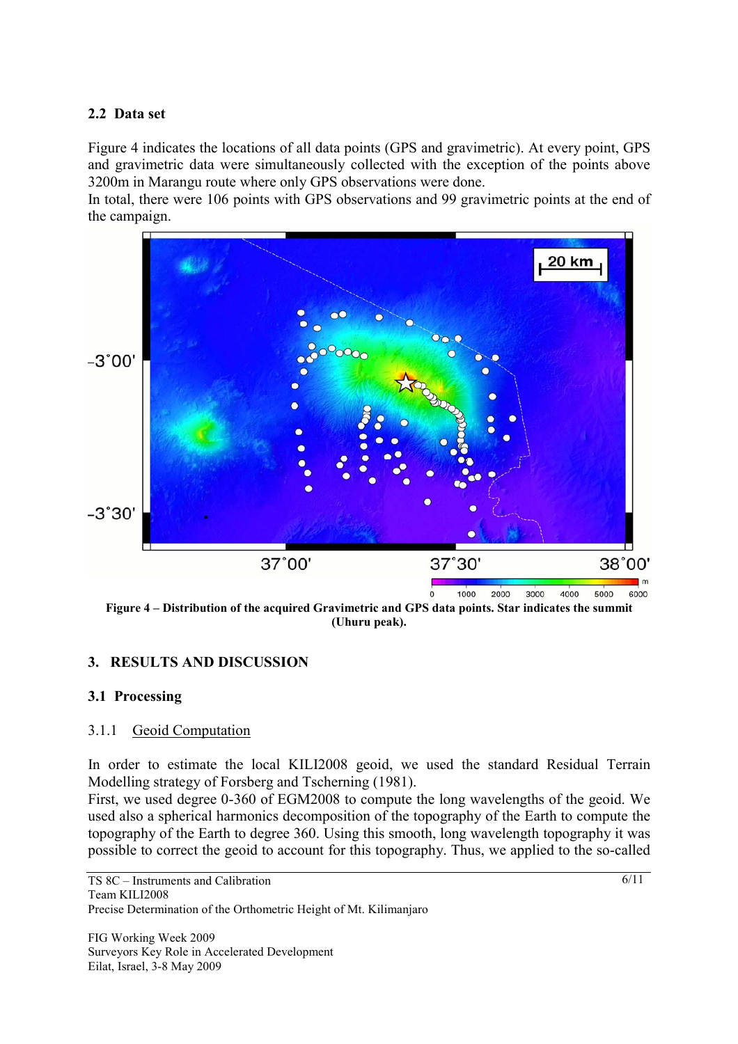### 2.2 Data set

Figure 4 indicates the locations of all data points (GPS and gravimetric). At every point, GPS and gravimetric data were simultaneously collected with the exception of the points above 3200m in Marangu route where only GPS observations were done.
In total, there were 106 points with GPS observations and 99 gravimetric points at the end of the campaign.

**Figure 4 – Distribution of the acquired Gravimetric and GPS data points. Star indicates the summit (Uhuru peak).**

## 3. RESULTS AND DISCUSSION

### 3.1 Processing

#### 3.1.1 Geoid Computation

In order to estimate the local KILI2008 geoid, we used the standard Residual Terrain Modelling strategy of Forsberg and Tscherning (1981).
First, we used degree 0-360 of EGM2008 to compute the long wavelengths of the geoid. We used also a spherical harmonics decomposition of the topography of the Earth to compute the topography of the Earth to degree 360. Using this smooth, long wavelength topography it was possible to correct the geoid to account for this topography. Thus, we applied to the so-called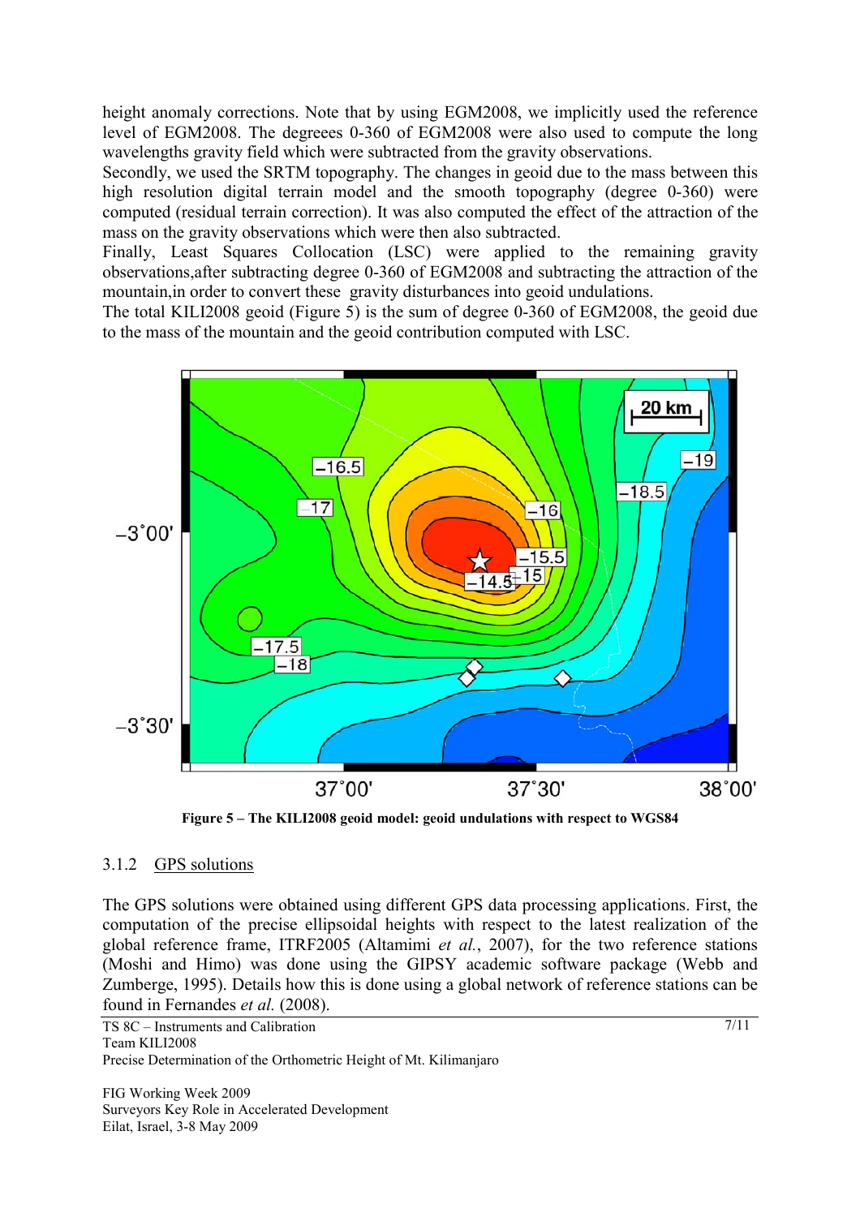height anomaly corrections. Note that by using EGM2008, we implicitly used the reference level of EGM2008. The degreees 0-360 of EGM2008 were also used to compute the long wavelengths gravity field which were subtracted from the gravity observations.
Secondly, we used the SRTM topography. The changes in geoid due to the mass between this high resolution digital terrain model and the smooth topography (degree 0-360) were computed (residual terrain correction). It was also computed the effect of the attraction of the mass on the gravity observations which were then also subtracted.
Finally, Least Squares Collocation (LSC) were applied to the remaining gravity observations,after subtracting degree 0-360 of EGM2008 and subtracting the attraction of the mountain,in order to convert these gravity disturbances into geoid undulations.
The total KILI2008 geoid (Figure 5) is the sum of degree 0-360 of EGM2008, the geoid due to the mass of the mountain and the geoid contribution computed with LSC.

**Figure 5 – The KILI2008 geoid model: geoid undulations with respect to WGS84**

### 3.1.2 GPS solutions

The GPS solutions were obtained using different GPS data processing applications. First, the computation of the precise ellipsoidal heights with respect to the latest realization of the global reference frame, ITRF2005 (Altamimi *et al.*, 2007), for the two reference stations (Moshi and Himo) was done using the GIPSY academic software package (Webb and Zumberge, 1995). Details how this is done using a global network of reference stations can be found in Fernandes *et al.* (2008).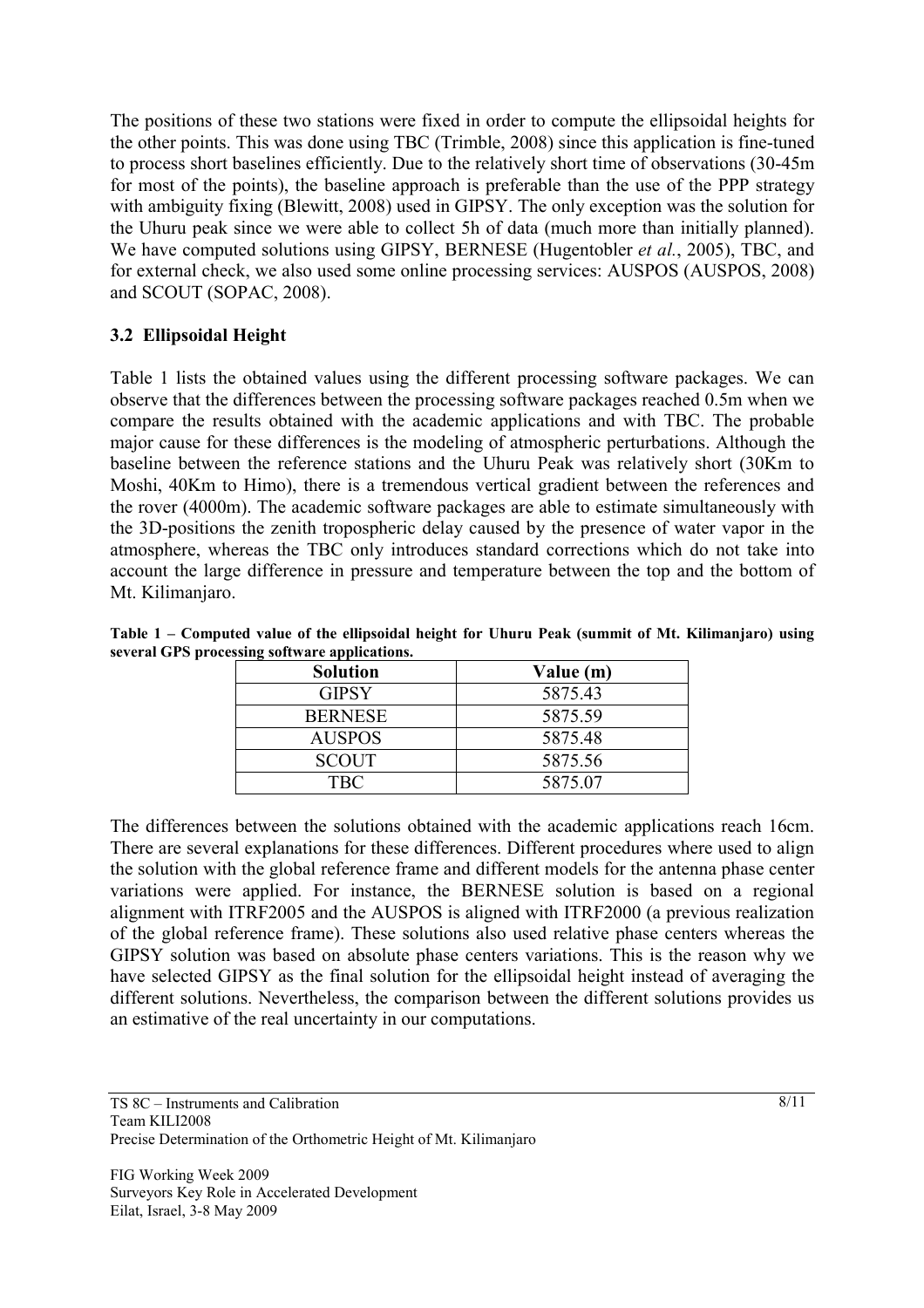The positions of these two stations were fixed in order to compute the ellipsoidal heights for the other points. This was done using TBC (Trimble, 2008) since this application is fine-tuned to process short baselines efficiently. Due to the relatively short time of observations (30-45m for most of the points), the baseline approach is preferable than the use of the PPP strategy with ambiguity fixing (Blewitt, 2008) used in GIPSY. The only exception was the solution for the Uhuru peak since we were able to collect 5h of data (much more than initially planned). We have computed solutions using GIPSY, BERNESE (Hugentobler *et al.*, 2005), TBC, and for external check, we also used some online processing services: AUSPOS (AUSPOS, 2008) and SCOUT (SOPAC, 2008).

### 3.2 Ellipsoidal Height

Table 1 lists the obtained values using the different processing software packages. We can observe that the differences between the processing software packages reached 0.5m when we compare the results obtained with the academic applications and with TBC. The probable major cause for these differences is the modeling of atmospheric perturbations. Although the baseline between the reference stations and the Uhuru Peak was relatively short (30Km to Moshi, 40Km to Himo), there is a tremendous vertical gradient between the references and the rover (4000m). The academic software packages are able to estimate simultaneously with the 3D-positions the zenith tropospheric delay caused by the presence of water vapor in the atmosphere, whereas the TBC only introduces standard corrections which do not take into account the large difference in pressure and temperature between the top and the bottom of Mt. Kilimanjaro.

**Table 1 – Computed value of the ellipsoidal height for Uhuru Peak (summit of Mt. Kilimanjaro) using several GPS processing software applications.**

| Solution | Value (m) |
|---|---|
| GIPSY | 5875.43 |
| BERNESE | 5875.59 |
| AUSPOS | 5875.48 |
| SCOUT | 5875.56 |
| TBC | 5875.07 |

The differences between the solutions obtained with the academic applications reach 16cm. There are several explanations for these differences. Different procedures where used to align the solution with the global reference frame and different models for the antenna phase center variations were applied. For instance, the BERNESE solution is based on a regional alignment with ITRF2005 and the AUSPOS is aligned with ITRF2000 (a previous realization of the global reference frame). These solutions also used relative phase centers whereas the GIPSY solution was based on absolute phase centers variations. This is the reason why we have selected GIPSY as the final solution for the ellipsoidal height instead of averaging the different solutions. Nevertheless, the comparison between the different solutions provides us an estimative of the real uncertainty in our computations.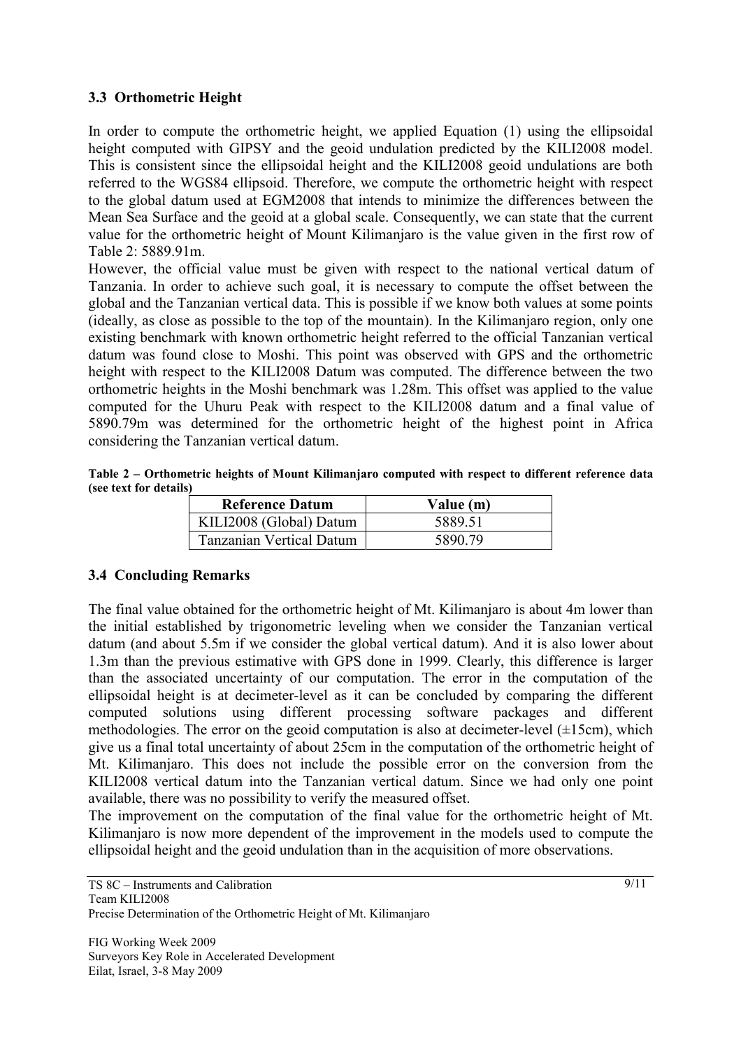### 3.3 Orthometric Height

In order to compute the orthometric height, we applied Equation (1) using the ellipsoidal height computed with GIPSY and the geoid undulation predicted by the KILI2008 model. This is consistent since the ellipsoidal height and the KILI2008 geoid undulations are both referred to the WGS84 ellipsoid. Therefore, we compute the orthometric height with respect to the global datum used at EGM2008 that intends to minimize the differences between the Mean Sea Surface and the geoid at a global scale. Consequently, we can state that the current value for the orthometric height of Mount Kilimanjaro is the value given in the first row of Table 2: 5889.91m.

However, the official value must be given with respect to the national vertical datum of Tanzania. In order to achieve such goal, it is necessary to compute the offset between the global and the Tanzanian vertical data. This is possible if we know both values at some points (ideally, as close as possible to the top of the mountain). In the Kilimanjaro region, only one existing benchmark with known orthometric height referred to the official Tanzanian vertical datum was found close to Moshi. This point was observed with GPS and the orthometric height with respect to the KILI2008 Datum was computed. The difference between the two orthometric heights in the Moshi benchmark was 1.28m. This offset was applied to the value computed for the Uhuru Peak with respect to the KILI2008 datum and a final value of 5890.79m was determined for the orthometric height of the highest point in Africa considering the Tanzanian vertical datum.

**Table 2 – Orthometric heights of Mount Kilimanjaro computed with respect to different reference data (see text for details)**

| Reference Datum | Value (m) |
|---|---|
| KILI2008 (Global) Datum | 5889.51 |
| Tanzanian Vertical Datum | 5890.79 |

### 3.4 Concluding Remarks

The final value obtained for the orthometric height of Mt. Kilimanjaro is about 4m lower than the initial established by trigonometric leveling when we consider the Tanzanian vertical datum (and about 5.5m if we consider the global vertical datum). And it is also lower about 1.3m than the previous estimative with GPS done in 1999. Clearly, this difference is larger than the associated uncertainty of our computation. The error in the computation of the ellipsoidal height is at decimeter-level as it can be concluded by comparing the different computed solutions using different processing software packages and different methodologies. The error on the geoid computation is also at decimeter-level (±15cm), which give us a final total uncertainty of about 25cm in the computation of the orthometric height of Mt. Kilimanjaro. This does not include the possible error on the conversion from the KILI2008 vertical datum into the Tanzanian vertical datum. Since we had only one point available, there was no possibility to verify the measured offset.

The improvement on the computation of the final value for the orthometric height of Mt. Kilimanjaro is now more dependent of the improvement in the models used to compute the ellipsoidal height and the geoid undulation than in the acquisition of more observations.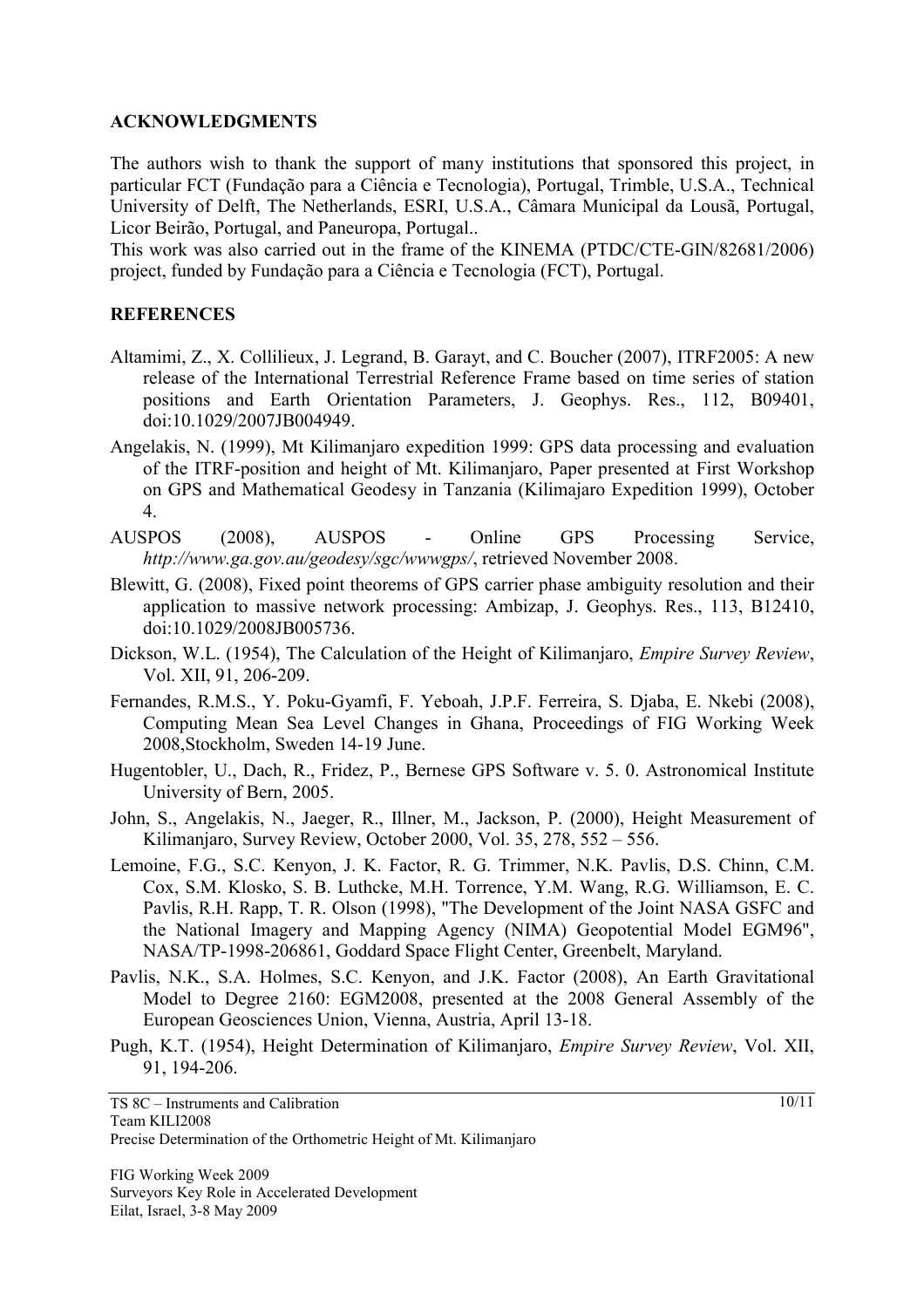## ACKNOWLEDGMENTS

The authors wish to thank the support of many institutions that sponsored this project, in particular FCT (Fundação para a Ciência e Tecnologia), Portugal, Trimble, U.S.A., Technical University of Delft, The Netherlands, ESRI, U.S.A., Câmara Municipal da Lousã, Portugal, Licor Beirão, Portugal, and Paneuropa, Portugal..

This work was also carried out in the frame of the KINEMA (PTDC/CTE-GIN/82681/2006) project, funded by Fundação para a Ciência e Tecnologia (FCT), Portugal.

## REFERENCES

Altamimi, Z., X. Collilieux, J. Legrand, B. Garayt, and C. Boucher (2007), ITRF2005: A new release of the International Terrestrial Reference Frame based on time series of station positions and Earth Orientation Parameters, J. Geophys. Res., 112, B09401, doi:10.1029/2007JB004949.

Angelakis, N. (1999), Mt Kilimanjaro expedition 1999: GPS data processing and evaluation of the ITRF-position and height of Mt. Kilimanjaro, Paper presented at First Workshop on GPS and Mathematical Geodesy in Tanzania (Kilimajaro Expedition 1999), October 4.

AUSPOS (2008), AUSPOS - Online GPS Processing Service, *http://www.ga.gov.au/geodesy/sgc/wwwgps/*, retrieved November 2008.

Blewitt, G. (2008), Fixed point theorems of GPS carrier phase ambiguity resolution and their application to massive network processing: Ambizap, J. Geophys. Res., 113, B12410, doi:10.1029/2008JB005736.

Dickson, W.L. (1954), The Calculation of the Height of Kilimanjaro, *Empire Survey Review*, Vol. XII, 91, 206-209.

Fernandes, R.M.S., Y. Poku-Gyamfi, F. Yeboah, J.P.F. Ferreira, S. Djaba, E. Nkebi (2008), Computing Mean Sea Level Changes in Ghana, Proceedings of FIG Working Week 2008,Stockholm, Sweden 14-19 June.

Hugentobler, U., Dach, R., Fridez, P., Bernese GPS Software v. 5. 0. Astronomical Institute University of Bern, 2005.

John, S., Angelakis, N., Jaeger, R., Illner, M., Jackson, P. (2000), Height Measurement of Kilimanjaro, Survey Review, October 2000, Vol. 35, 278, 552 – 556.

Lemoine, F.G., S.C. Kenyon, J. K. Factor, R. G. Trimmer, N.K. Pavlis, D.S. Chinn, C.M. Cox, S.M. Klosko, S. B. Luthcke, M.H. Torrence, Y.M. Wang, R.G. Williamson, E. C. Pavlis, R.H. Rapp, T. R. Olson (1998), "The Development of the Joint NASA GSFC and the National Imagery and Mapping Agency (NIMA) Geopotential Model EGM96", NASA/TP-1998-206861, Goddard Space Flight Center, Greenbelt, Maryland.

Pavlis, N.K., S.A. Holmes, S.C. Kenyon, and J.K. Factor (2008), An Earth Gravitational Model to Degree 2160: EGM2008, presented at the 2008 General Assembly of the European Geosciences Union, Vienna, Austria, April 13-18.

Pugh, K.T. (1954), Height Determination of Kilimanjaro, *Empire Survey Review*, Vol. XII, 91, 194-206.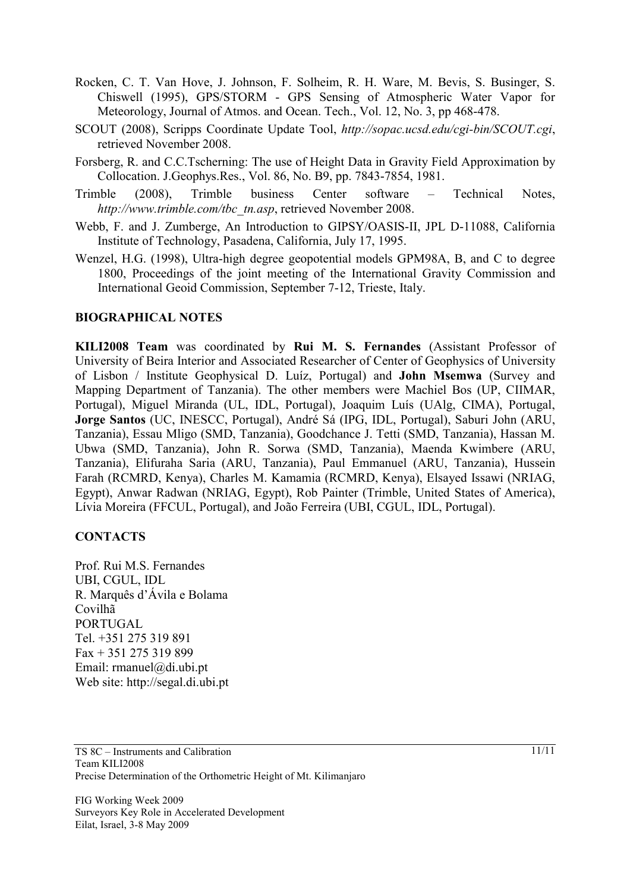Rocken, C. T. Van Hove, J. Johnson, F. Solheim, R. H. Ware, M. Bevis, S. Businger, S. Chiswell (1995), GPS/STORM - GPS Sensing of Atmospheric Water Vapor for Meteorology, Journal of Atmos. and Ocean. Tech., Vol. 12, No. 3, pp 468-478.

SCOUT (2008), Scripps Coordinate Update Tool, *http://sopac.ucsd.edu/cgi-bin/SCOUT.cgi*, retrieved November 2008.

Forsberg, R. and C.C.Tscherning: The use of Height Data in Gravity Field Approximation by Collocation. J.Geophys.Res., Vol. 86, No. B9, pp. 7843-7854, 1981.

Trimble (2008), Trimble business Center software – Technical Notes, *http://www.trimble.com/tbc_tn.asp*, retrieved November 2008.

Webb, F. and J. Zumberge, An Introduction to GIPSY/OASIS-II, JPL D-11088, California Institute of Technology, Pasadena, California, July 17, 1995.

Wenzel, H.G. (1998), Ultra-high degree geopotential models GPM98A, B, and C to degree 1800, Proceedings of the joint meeting of the International Gravity Commission and International Geoid Commission, September 7-12, Trieste, Italy.

## BIOGRAPHICAL NOTES

**KILI2008 Team** was coordinated by **Rui M. S. Fernandes** (Assistant Professor of University of Beira Interior and Associated Researcher of Center of Geophysics of University of Lisbon / Institute Geophysical D. Luíz, Portugal) and **John Msemwa** (Survey and Mapping Department of Tanzania). The other members were Machiel Bos (UP, CIIMAR, Portugal), Miguel Miranda (UL, IDL, Portugal), Joaquim Luís (UAlg, CIMA), Portugal, **Jorge Santos** (UC, INESCC, Portugal), André Sá (IPG, IDL, Portugal), Saburi John (ARU, Tanzania), Essau Mligo (SMD, Tanzania), Goodchance J. Tetti (SMD, Tanzania), Hassan M. Ubwa (SMD, Tanzania), John R. Sorwa (SMD, Tanzania), Maenda Kwimbere (ARU, Tanzania), Elifuraha Saria (ARU, Tanzania), Paul Emmanuel (ARU, Tanzania), Hussein Farah (RCMRD, Kenya), Charles M. Kamamia (RCMRD, Kenya), Elsayed Issawi (NRIAG, Egypt), Anwar Radwan (NRIAG, Egypt), Rob Painter (Trimble, United States of America), Lívia Moreira (FFCUL, Portugal), and João Ferreira (UBI, CGUL, IDL, Portugal).

## CONTACTS

Prof. Rui M.S. Fernandes
UBI, CGUL, IDL
R. Marquês d'Ávila e Bolama
Covilhã
PORTUGAL
Tel. +351 275 319 891
Fax + 351 275 319 899
Email: rmanuel@di.ubi.pt
Web site: http://segal.di.ubi.pt